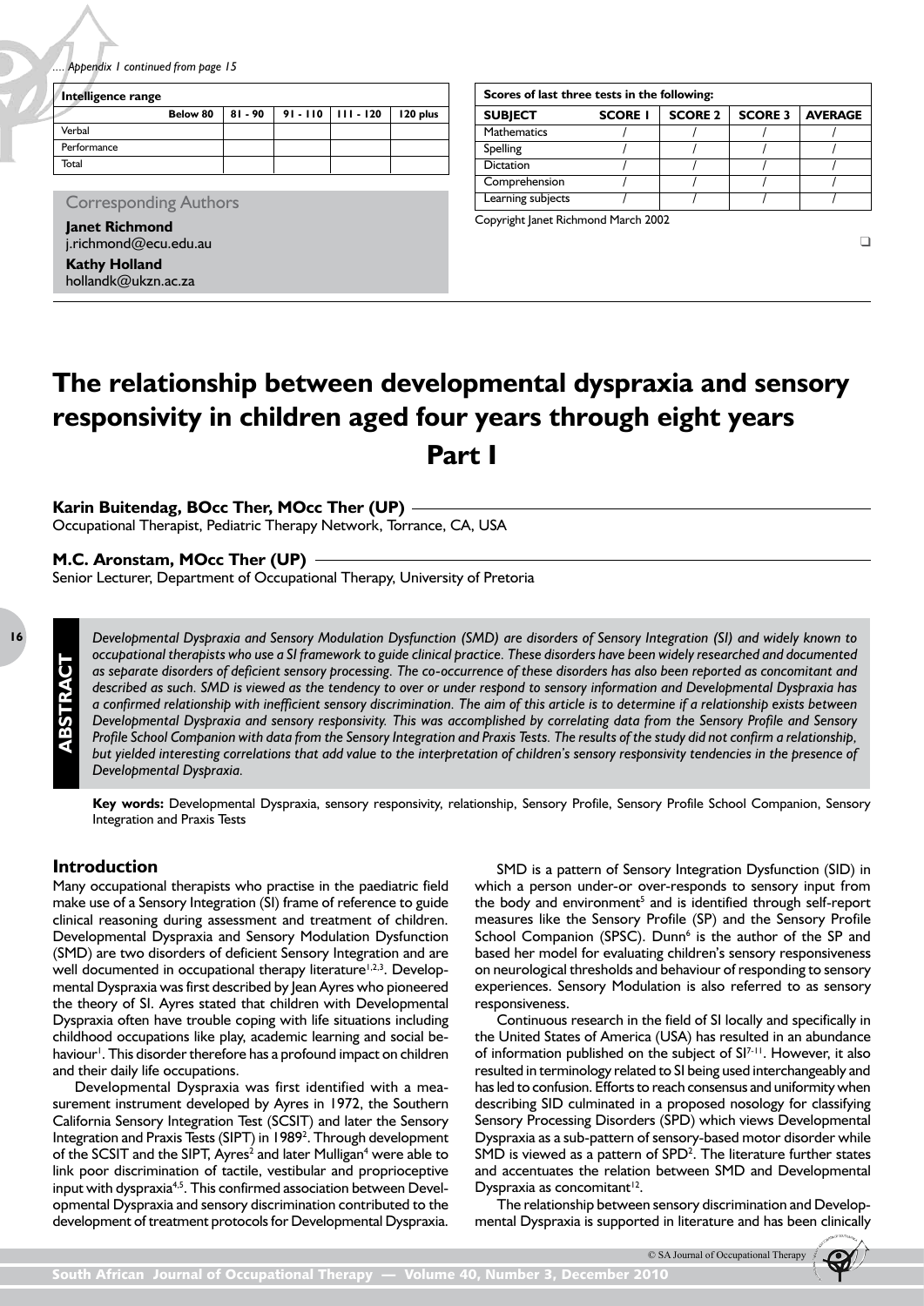.... *Appendix 1 continued from page 15*

| Intelligence range | Below 80 | 81 - 90 | 91 - 110 | 111 - 120 | 120 plus |
|---|---|---|---|---|---|
| Verbal | | | | | |
| Performance | | | | | |
| Total | | | | | |

| Scores of last three tests in the following: | | | | |
|---|---|---|---|---|
| **SUBJECT** | **SCORE 1** | **SCORE 2** | **SCORE 3** | **AVERAGE** |
| Mathematics | / | / | / | / |
| Spelling | / | / | / | / |
| Dictation | / | / | / | / |
| Comprehension | / | / | / | / |
| Learning subjects | / | / | / | / |

Copyright Janet Richmond March 2002

### Corresponding Authors

**Janet Richmond**
j.richmond@ecu.edu.au

**Kathy Holland**
hollandk@ukzn.ac.za

# The relationship between developmental dyspraxia and sensory responsivity in children aged four years through eight years Part I

**Karin Buitendag, BOcc Ther, MOcc Ther (UP)**
Occupational Therapist, Pediatric Therapy Network, Torrance, CA, USA

**M.C. Aronstam, MOcc Ther (UP)**
Senior Lecturer, Department of Occupational Therapy, University of Pretoria

## ABSTRACT

*Developmental Dyspraxia and Sensory Modulation Dysfunction (SMD) are disorders of Sensory Integration (SI) and widely known to occupational therapists who use a SI framework to guide clinical practice. These disorders have been widely researched and documented as separate disorders of deficient sensory processing. The co-occurrence of these disorders has also been reported as concomitant and described as such. SMD is viewed as the tendency to over or under respond to sensory information and Developmental Dyspraxia has a confirmed relationship with inefficient sensory discrimination. The aim of this article is to determine if a relationship exists between Developmental Dyspraxia and sensory responsivity. This was accomplished by correlating data from the Sensory Profile and Sensory Profile School Companion with data from the Sensory Integration and Praxis Tests. The results of the study did not confirm a relationship, but yielded interesting correlations that add value to the interpretation of children's sensory responsivity tendencies in the presence of Developmental Dyspraxia.*

**Key words:** Developmental Dyspraxia, sensory responsivity, relationship, Sensory Profile, Sensory Profile School Companion, Sensory Integration and Praxis Tests

## Introduction

Many occupational therapists who practise in the paediatric field make use of a Sensory Integration (SI) frame of reference to guide clinical reasoning during assessment and treatment of children. Developmental Dyspraxia and Sensory Modulation Dysfunction (SMD) are two disorders of deficient Sensory Integration and are well documented in occupational therapy literature[1,2,3]. Developmental Dyspraxia was first described by Jean Ayres who pioneered the theory of SI. Ayres stated that children with Developmental Dyspraxia often have trouble coping with life situations including childhood occupations like play, academic learning and social behaviour[1]. This disorder therefore has a profound impact on children and their daily life occupations.

Developmental Dyspraxia was first identified with a measurement instrument developed by Ayres in 1972, the Southern California Sensory Integration Test (SCSIT) and later the Sensory Integration and Praxis Tests (SIPT) in 1989[2]. Through development of the SCSIT and the SIPT, Ayres[2] and later Mulligan[4] were able to link poor discrimination of tactile, vestibular and proprioceptive input with dyspraxia[4,5]. This confirmed association between Developmental Dyspraxia and sensory discrimination contributed to the development of treatment protocols for Developmental Dyspraxia.

SMD is a pattern of Sensory Integration Dysfunction (SID) in which a person under-or over-responds to sensory input from the body and environment[5] and is identified through self-report measures like the Sensory Profile (SP) and the Sensory Profile School Companion (SPSC). Dunn[6] is the author of the SP and based her model for evaluating children's sensory responsiveness on neurological thresholds and behaviour of responding to sensory experiences. Sensory Modulation is also referred to as sensory responsivity.

Continuous research in the field of SI locally and specifically in the United States of America (USA) has resulted in an abundance of information published on the subject of SI[7-11]. However, it also resulted in terminology related to SI being used interchangeably and has led to confusion. Efforts to reach consensus and uniformity when describing SID culminated in a proposed nosology for classifying Sensory Processing Disorders (SPD) which views Developmental Dyspraxia as a sub-pattern of sensory-based motor disorder while SMD is viewed as a pattern of SPD[2]. The literature further states and accentuates the relation between SMD and Developmental Dyspraxia as concomitant[12].

The relationship between sensory discrimination and Developmental Dyspraxia is supported in literature and has been clinically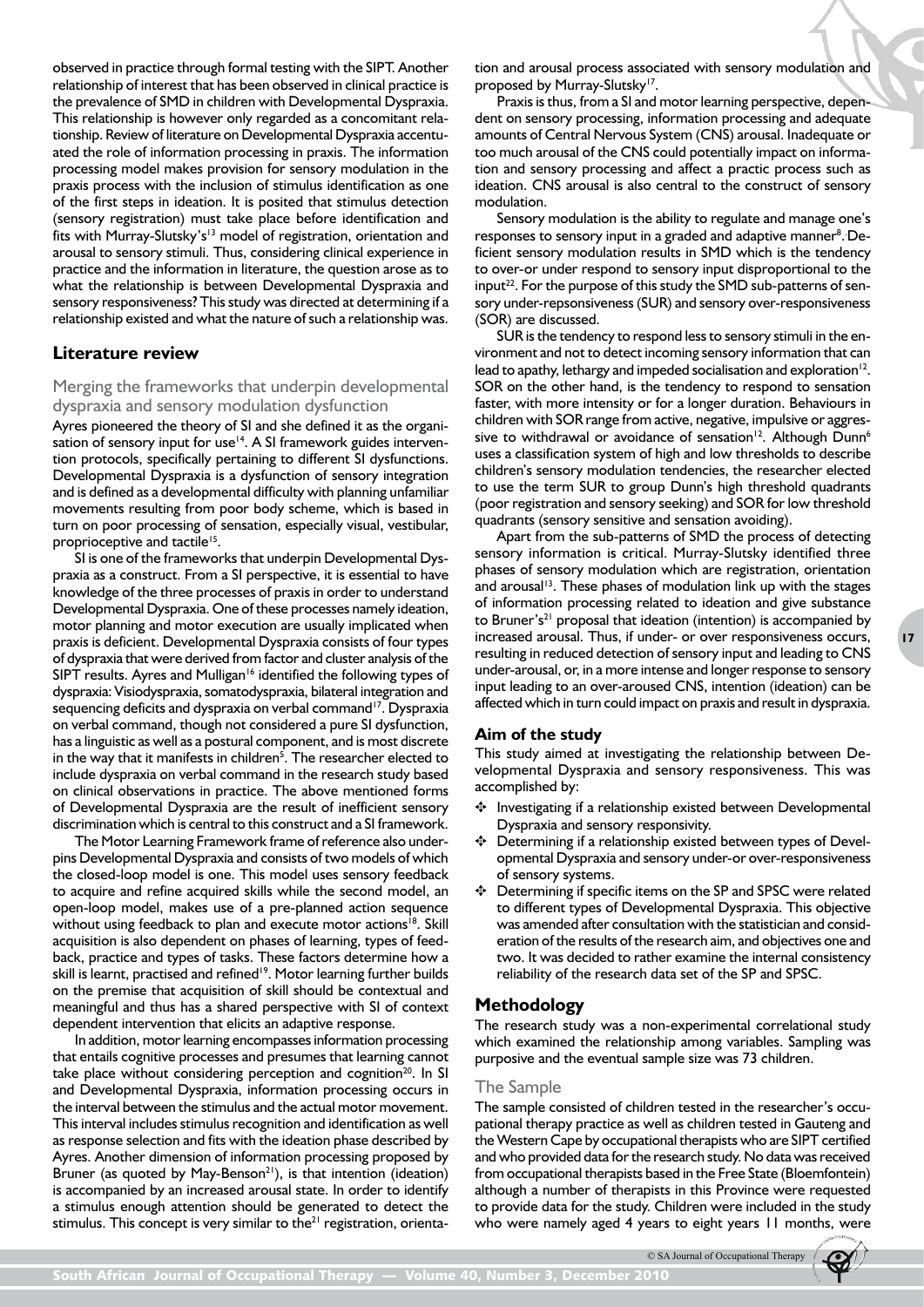observed in practice through formal testing with the SIPT. Another relationship of interest that has been observed in clinical practice is the prevalence of SMD in children with Developmental Dyspraxia. This relationship is however only regarded as a concomitant relationship. Review of literature on Developmental Dyspraxia accentuated the role of information processing in praxis. The information processing model makes provision for sensory modulation in the praxis process with the inclusion of stimulus identification as one of the first steps in ideation. It is posited that stimulus detection (sensory registration) must take place before identification and fits with Murray-Slutsky's[13] model of registration, orientation and arousal to sensory stimuli. Thus, considering clinical experience in practice and the information in literature, the question arose as to what the relationship is between Developmental Dyspraxia and sensory responsiveness? This study was directed at determining if a relationship existed and what the nature of such a relationship was.

## Literature review

### Merging the frameworks that underpin developmental dyspraxia and sensory modulation dysfunction

Ayres pioneered the theory of SI and she defined it as the organisation of sensory input for use[14]. A SI framework guides intervention protocols, specifically pertaining to different SI dysfunctions. Developmental Dyspraxia is a dysfunction of sensory integration and is defined as a developmental difficulty with planning unfamiliar movements resulting from poor body scheme, which is based in turn on poor processing of sensation, especially visual, vestibular, proprioceptive and tactile[15].

SI is one of the frameworks that underpin Developmental Dyspraxia as a construct. From a SI perspective, it is essential to have knowledge of the three processes of praxis in order to understand Developmental Dyspraxia. One of these processes namely ideation, motor planning and motor execution are usually implicated when praxis is deficient. Developmental Dyspraxia consists of four types of dyspraxia that were derived from factor and cluster analysis of the SIPT results. Ayres and Mulligan[16] identified the following types of dyspraxia: Visiodyspraxia, somatodyspraxia, bilateral integration and sequencing deficits and dyspraxia on verbal command[17]. Dyspraxia on verbal command, though not considered a pure SI dysfunction, has a linguistic as well as a postural component, and is most discrete in the way that it manifests in children[5]. The researcher elected to include dyspraxia on verbal command in the research study based on clinical observations in practice. The above mentioned forms of Developmental Dyspraxia are the result of inefficient sensory discrimination which is central to this construct and a SI framework.

The Motor Learning Framework frame of reference also underpins Developmental Dyspraxia and consists of two models of which the closed-loop model is one. This model uses sensory feedback to acquire and refine acquired skills while the second model, an open-loop model, makes use of a pre-planned action sequence without using feedback to plan and execute motor actions[18]. Skill acquisition is also dependent on phases of learning, types of feedback, practice and types of tasks. These factors determine how a skill is learnt, practised and refined[19]. Motor learning further builds on the premise that acquisition of skill should be contextual and meaningful and thus has a shared perspective with SI of context dependent intervention that elicits an adaptive response.

In addition, motor learning encompasses information processing that entails cognitive processes and presumes that learning cannot take place without considering perception and cognition[20]. In SI and Developmental Dyspraxia, information processing occurs in the interval between the stimulus and the actual motor movement. This interval includes stimulus recognition and identification as well as response selection and fits with the ideation phase described by Ayres. Another dimension of information processing proposed by Bruner (as quoted by May-Benson[21]), is that intention (ideation) is accompanied by an increased arousal state. In order to identify a stimulus enough attention should be generated to detect the stimulus. This concept is very similar to the[21] registration, orientation and arousal process associated with sensory modulation and proposed by Murray-Slutsky[17].

Praxis is thus, from a SI and motor learning perspective, dependent on sensory processing, information processing and adequate amounts of Central Nervous System (CNS) arousal. Inadequate or too much arousal of the CNS could potentially impact on information and sensory processing and affect a practic process such as ideation. CNS arousal is also central to the construct of sensory modulation.

Sensory modulation is the ability to regulate and manage one's responses to sensory input in a graded and adaptive manner[8]. Deficient sensory modulation results in SMD which is the tendency to over-or under respond to sensory input disproportional to the input[22]. For the purpose of this study the SMD sub-patterns of sensory under-repsonsiveness (SUR) and sensory over-responsiveness (SOR) are discussed.

SUR is the tendency to respond less to sensory stimuli in the environment and not to detect incoming sensory information that can lead to apathy, lethargy and impeded socialisation and exploration[12]. SOR on the other hand, is the tendency to respond to sensation faster, with more intensity or for a longer duration. Behaviours in children with SOR range from active, negative, impulsive or aggressive to withdrawal or avoidance of sensation[12]. Although Dunn[6] uses a classification system of high and low thresholds to describe children's sensory modulation tendencies, the researcher elected to use the term SUR to group Dunn's high threshold quadrants (poor registration and sensory seeking) and SOR for low threshold quadrants (sensory sensitive and sensation avoiding).

Apart from the sub-patterns of SMD the process of detecting sensory information is critical. Murray-Slutsky identified three phases of sensory modulation which are registration, orientation and arousal[13]. These phases of modulation link up with the stages of information processing related to ideation and give substance to Bruner's[21] proposal that ideation (intention) is accompanied by increased arousal. Thus, if under- or over responsiveness occurs, resulting in reduced detection of sensory input and leading to CNS under-arousal, or, in a more intense and longer response to sensory input leading to an over-aroused CNS, intention (ideation) can be affected which in turn could impact on praxis and result in dyspraxia.

### Aim of the study

This study aimed at investigating the relationship between Developmental Dyspraxia and sensory responsiveness. This was accomplished by:

- Investigating if a relationship existed between Developmental Dyspraxia and sensory responsivity.
- Determining if a relationship existed between types of Developmental Dyspraxia and sensory under-or over-responsiveness of sensory systems.
- Determining if specific items on the SP and SPSC were related to different types of Developmental Dyspraxia. This objective was amended after consultation with the statistician and consideration of the results of the research aim, and objectives one and two. It was decided to rather examine the internal consistency reliability of the research data set of the SP and SPSC.

## Methodology

The research study was a non-experimental correlational study which examined the relationship among variables. Sampling was purposive and the eventual sample size was 73 children.

### The Sample

The sample consisted of children tested in the researcher's occupational therapy practice as well as children tested in Gauteng and the Western Cape by occupational therapists who are SIPT certified and who provided data for the research study. No data was received from occupational therapists based in the Free State (Bloemfontein) although a number of therapists in this Province were requested to provide data for the study. Children were included in the study who were namely aged 4 years to eight years 11 months, were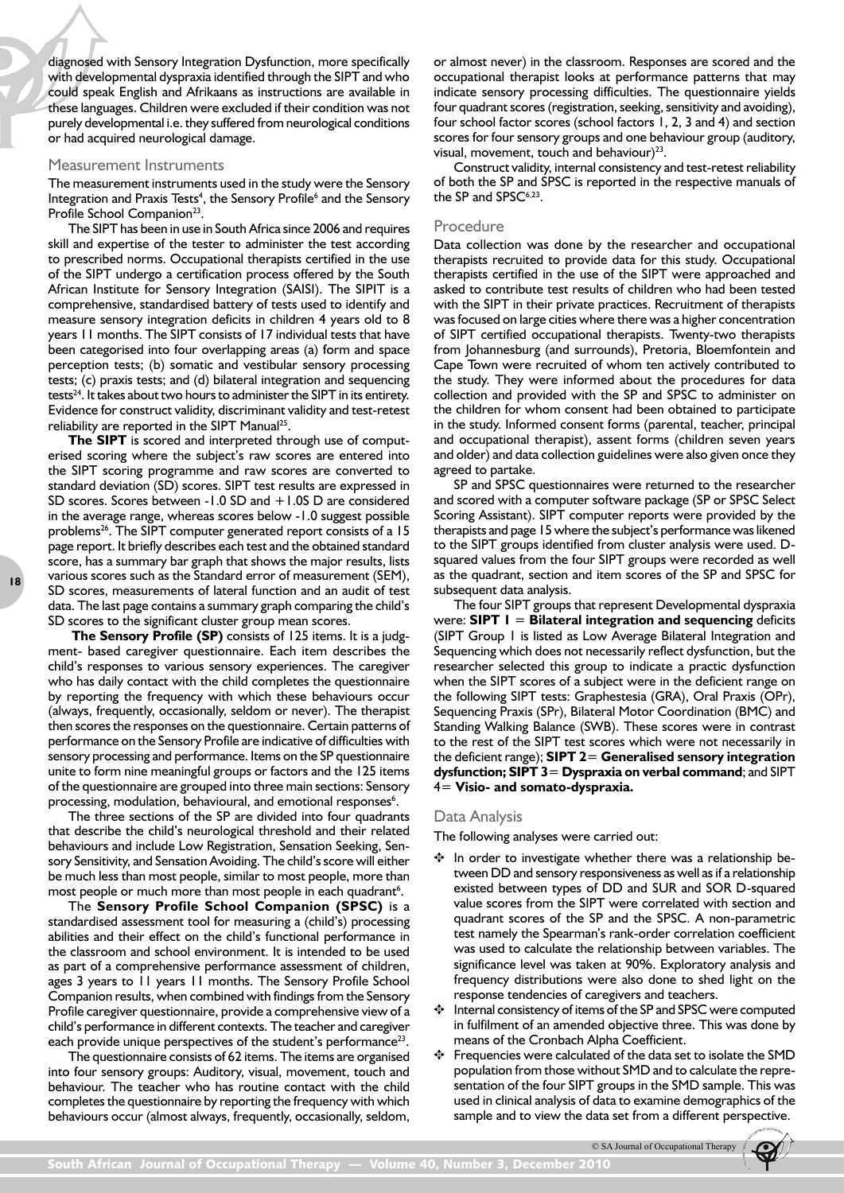diagnosed with Sensory Integration Dysfunction, more specifically with developmental dyspraxia identified through the SIPT and who could speak English and Afrikaans as instructions are available in these languages. Children were excluded if their condition was not purely developmental i.e. they suffered from neurological conditions or had acquired neurological damage.

## Measurement Instruments

The measurement instruments used in the study were the Sensory Integration and Praxis Tests[4], the Sensory Profile[6] and the Sensory Profile School Companion[23].

The SIPT has been in use in South Africa since 2006 and requires skill and expertise of the tester to administer the test according to prescribed norms. Occupational therapists certified in the use of the SIPT undergo a certification process offered by the South African Institute for Sensory Integration (SAISI). The SIPIT is a comprehensive, standardised battery of tests used to identify and measure sensory integration deficits in children 4 years old to 8 years 11 months. The SIPT consists of 17 individual tests that have been categorised into four overlapping areas (a) form and space perception tests; (b) somatic and vestibular sensory processing tests; (c) praxis tests; and (d) bilateral integration and sequencing tests[24]. It takes about two hours to administer the SIPT in its entirety. Evidence for construct validity, discriminant validity and test-retest reliability are reported in the SIPT Manual[25].

**The SIPT** is scored and interpreted through use of computerised scoring where the subject's raw scores are entered into the SIPT scoring programme and raw scores are converted to standard deviation (SD) scores. SIPT test results are expressed in SD scores. Scores between -1.0 SD and +1.0S D are considered in the average range, whereas scores below -1.0 suggest possible problems[26]. The SIPT computer generated report consists of a 15 page report. It briefly describes each test and the obtained standard score, has a summary bar graph that shows the major results, lists various scores such as the Standard error of measurement (SEM), SD scores, measurements of lateral function and an audit of test data. The last page contains a summary graph comparing the child's SD scores to the significant cluster group mean scores.

**The Sensory Profile (SP)** consists of 125 items. It is a judgment- based caregiver questionnaire. Each item describes the child's responses to various sensory experiences. The caregiver who has daily contact with the child completes the questionnaire by reporting the frequency with which these behaviours occur (always, frequently, occasionally, seldom or never). The therapist then scores the responses on the questionnaire. Certain patterns of performance on the Sensory Profile are indicative of difficulties with sensory processing and performance. Items on the SP questionnaire unite to form nine meaningful groups or factors and the 125 items of the questionnaire are grouped into three main sections: Sensory processing, modulation, behavioural, and emotional responses[6].

The three sections of the SP are divided into four quadrants that describe the child's neurological threshold and their related behaviours and include Low Registration, Sensation Seeking, Sensory Sensitivity, and Sensation Avoiding. The child's score will either be much less than most people, similar to most people, more than most people or much more than most people in each quadrant[6].

The **Sensory Profile School Companion (SPSC)** is a standardised assessment tool for measuring a (child's) processing abilities and their effect on the child's functional performance in the classroom and school environment. It is intended to be used as part of a comprehensive performance assessment of children, ages 3 years to 11 years 11 months. The Sensory Profile School Companion results, when combined with findings from the Sensory Profile caregiver questionnaire, provide a comprehensive view of a child's performance in different contexts. The teacher and caregiver each provide unique perspectives of the student's performance[23].

The questionnaire consists of 62 items. The items are organised into four sensory groups: Auditory, visual, movement, touch and behaviour. The teacher who has routine contact with the child completes the questionnaire by reporting the frequency with which behaviours occur (almost always, frequently, occasionally, seldom, or almost never) in the classroom. Responses are scored and the occupational therapist looks at performance patterns that may indicate sensory processing difficulties. The questionnaire yields four quadrant scores (registration, seeking, sensitivity and avoiding), four school factor scores (school factors 1, 2, 3 and 4) and section scores for four sensory groups and one behaviour group (auditory, visual, movement, touch and behaviour)[23].

Construct validity, internal consistency and test-retest reliability of both the SP and SPSC is reported in the respective manuals of the SP and SPSC[6,23].

## Procedure

Data collection was done by the researcher and occupational therapists recruited to provide data for this study. Occupational therapists certified in the use of the SIPT were approached and asked to contribute test results of children who had been tested with the SIPT in their private practices. Recruitment of therapists was focused on large cities where there was a higher concentration of SIPT certified occupational therapists. Twenty-two therapists from Johannesburg (and surrounds), Pretoria, Bloemfontein and Cape Town were recruited of whom ten actively contributed to the study. They were informed about the procedures for data collection and provided with the SP and SPSC to administer on the children for whom consent had been obtained to participate in the study. Informed consent forms (parental, teacher, principal and occupational therapist), assent forms (children seven years and older) and data collection guidelines were also given once they agreed to partake.

SP and SPSC questionnaires were returned to the researcher and scored with a computer software package (SP or SPSC Select Scoring Assistant). SIPT computer reports were provided by the therapists and page 15 where the subject's performance was likened to the SIPT groups identified from cluster analysis were used. D-squared values from the four SIPT groups were recorded as well as the quadrant, section and item scores of the SP and SPSC for subsequent data analysis.

The four SIPT groups that represent Developmental dyspraxia were: **SIPT 1 = Bilateral integration and sequencing** deficits (SIPT Group 1 is listed as Low Average Bilateral Integration and Sequencing which does not necessarily reflect dysfunction, but the researcher selected this group to indicate a practic dysfunction when the SIPT scores of a subject were in the deficient range on the following SIPT tests: Graphestesia (GRA), Oral Praxis (OPr), Sequencing Praxis (SPr), Bilateral Motor Coordination (BMC) and Standing Walking Balance (SWB). These scores were in contrast to the rest of the SIPT test scores which were not necessarily in the deficient range); **SIPT 2= Generalised sensory integration dysfunction; SIPT 3= Dyspraxia on verbal command**; and SIPT 4= **Visio- and somato-dyspraxia.**

## Data Analysis

The following analyses were carried out:

- In order to investigate whether there was a relationship between DD and sensory responsiveness as well as if a relationship existed between types of DD and SUR and SOR D-squared value scores from the SIPT were correlated with section and quadrant scores of the SP and the SPSC. A non-parametric test namely the Spearman's rank-order correlation coefficient was used to calculate the relationship between variables. The significance level was taken at 90%. Exploratory analysis and frequency distributions were also done to shed light on the response tendencies of caregivers and teachers.
- Internal consistency of items of the SP and SPSC were computed in fulfilment of an amended objective three. This was done by means of the Cronbach Alpha Coefficient.
- Frequencies were calculated of the data set to isolate the SMD population from those without SMD and to calculate the representation of the four SIPT groups in the SMD sample. This was used in clinical analysis of data to examine demographics of the sample and to view the data set from a different perspective.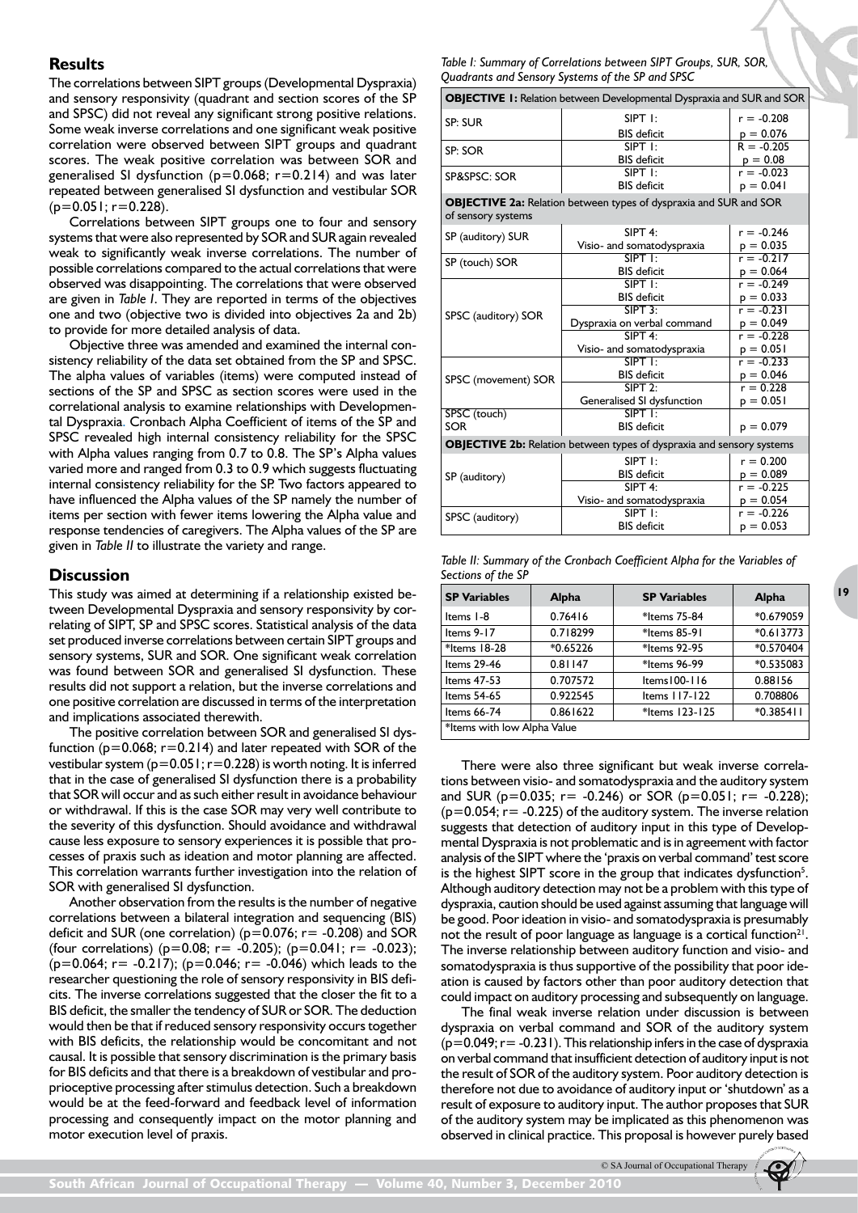## Results

The correlations between SIPT groups (Developmental Dyspraxia) and sensory responsivity (quadrant and section scores of the SP and SPSC) did not reveal any significant strong positive relations. Some weak inverse correlations and one significant weak positive correlation were observed between SIPT groups and quadrant scores. The weak positive correlation was between SOR and generalised SI dysfunction ($p=0.068$; $r=0.214$) and was later repeated between generalised SI dysfunction and vestibular SOR ($p=0.051$; $r=0.228$).

Correlations between SIPT groups one to four and sensory systems that were also represented by SOR and SUR again revealed weak to significantly weak inverse correlations. The number of possible correlations compared to the actual correlations that were observed was disappointing. The correlations that were observed are given in *Table I*. They are reported in terms of the objectives one and two (objective two is divided into objectives 2a and 2b) to provide for more detailed analysis of data.

Objective three was amended and examined the internal consistency reliability of the data set obtained from the SP and SPSC. The alpha values of variables (items) were computed instead of sections of the SP and SPSC as section scores were used in the correlational analysis to examine relationships with Developmental Dyspraxia. Cronbach Alpha Coefficient of items of the SP and SPSC revealed high internal consistency reliability for the SPSC with Alpha values ranging from 0.7 to 0.8. The SP's Alpha values varied more and ranged from 0.3 to 0.9 which suggests fluctuating internal consistency reliability for the SP. Two factors appeared to have influenced the Alpha values of the SP namely the number of items per section with fewer items lowering the Alpha value and response tendencies of caregivers. The Alpha values of the SP are given in *Table II* to illustrate the variety and range.

*Table I: Summary of Correlations between SIPT Groups, SUR, SOR, Quadrants and Sensory Systems of the SP and SPSC*

| | | |
|---|---|---|
| **OBJECTIVE 1:** Relation between Developmental Dyspraxia and SUR and SOR | | |
| SP: SUR | SIPT 1: BIS deficit | $r = -0.208$ $p = 0.076$ |
| SP: SOR | SIPT 1: BIS deficit | $R = -0.205$ $p = 0.08$ |
| SP&SPSC: SOR | SIPT 1: BIS deficit | $r = -0.023$ $p = 0.041$ |
| **OBJECTIVE 2a:** Relation between types of dyspraxia and SUR and SOR of sensory systems | | |
| SP (auditory) SUR | SIPT 4: Visio- and somatodyspraxia | $r = -0.246$ $p = 0.035$ |
| SP (touch) SOR | SIPT 1: BIS deficit | $r = -0.217$ $p = 0.064$ |
| SPSC (auditory) SOR | SIPT 1: BIS deficit | $r = -0.249$ $p = 0.033$ |
| | SIPT 3: Dyspraxia on verbal command | $r = -0.231$ $p = 0.049$ |
| | SIPT 4: Visio- and somatodyspraxia | $r = -0.228$ $p = 0.051$ |
| SPSC (movement) SOR | SIPT 1: BIS deficit | $r = -0.233$ $p = 0.046$ |
| | SIPT 2: Generalised SI dysfunction | $r = 0.228$ $p = 0.051$ |
| SPSC (touch) SOR | SIPT 1: BIS deficit | $p = 0.079$ |
| **OBJECTIVE 2b:** Relation between types of dyspraxia and sensory systems | | |
| SP (auditory) | SIPT 1: BIS deficit | $r = 0.200$ $p = 0.089$ |
| | SIPT 4: Visio- and somatodyspraxia | $r = -0.225$ $p = 0.054$ |
| SPSC (auditory) | SIPT 1: BIS deficit | $r = -0.226$ $p = 0.053$ |

*Table II: Summary of the Cronbach Coefficient Alpha for the Variables of Sections of the SP*

| SP Variables | Alpha | SP Variables | Alpha |
|---|---|---|---|
| Items 1-8 | 0.76416 | *Items 75-84 | *0.679059 |
| Items 9-17 | 0.718299 | *Items 85-91 | *0.613773 |
| *Items 18-28 | *0.65226 | *Items 92-95 | *0.570404 |
| Items 29-46 | 0.81147 | *Items 96-99 | *0.535083 |
| Items 47-53 | 0.707572 | Items100-116 | 0.88156 |
| Items 54-65 | 0.922545 | Items 117-122 | 0.708806 |
| Items 66-74 | 0.861622 | *Items 123-125 | *0.385411 |
| *Items with low Alpha Value | | | |

## Discussion

This study was aimed at determining if a relationship existed between Developmental Dyspraxia and sensory responsivity by correlating of SIPT, SP and SPSC scores. Statistical analysis of the data set produced inverse correlations between certain SIPT groups and sensory systems, SUR and SOR. One significant weak correlation was found between SOR and generalised SI dysfunction. These results did not support a relation, but the inverse correlations and one positive correlation are discussed in terms of the interpretation and implications associated therewith.

The positive correlation between SOR and generalised SI dysfunction ($p=0.068$; $r=0.214$) and later repeated with SOR of the vestibular system ($p=0.051$; $r=0.228$) is worth noting. It is inferred that in the case of generalised SI dysfunction there is a probability that SOR will occur and as such either result in avoidance behaviour or withdrawal. If this is the case SOR may very well contribute to the severity of this dysfunction. Should avoidance and withdrawal cause less exposure to sensory experiences it is possible that processes of praxis such as ideation and motor planning are affected. This correlation warrants further investigation into the relation of SOR with generalised SI dysfunction.

Another observation from the results is the number of negative correlations between a bilateral integration and sequencing (BIS) deficit and SUR (one correlation) ($p=0.076$; $r= -0.208$) and SOR (four correlations) ($p=0.08$; $r= -0.205$); ($p=0.041$; $r= -0.023$); ($p=0.064$; $r= -0.217$); ($p=0.046$; $r= -0.046$) which leads to the researcher questioning the role of sensory responsivity in BIS deficits. The inverse correlations suggested that the closer the fit to a BIS deficit, the smaller the tendency of SUR or SOR. The deduction would then be that if reduced sensory responsivity occurs together with BIS deficits, the relationship would be concomitant and not causal. It is possible that sensory discrimination is the primary basis for BIS deficits and that there is a breakdown of vestibular and proprioceptive processing after stimulus detection. Such a breakdown would be at the feed-forward and feedback level of information processing and consequently impact on the motor planning and motor execution level of praxis.

There were also three significant but weak inverse correlations between visio- and somatodyspraxia and the auditory system and SUR ($p=0.035$; $r= -0.246$) or SOR ($p=0.051$; $r= -0.228$); ($p=0.054$; $r= -0.225$) of the auditory system. The inverse relation suggests that detection of auditory input in this type of Developmental Dyspraxia is not problematic and is in agreement with factor analysis of the SIPT where the 'praxis on verbal command' test score is the highest SIPT score in the group that indicates dysfunction[5]. Although auditory detection may not be a problem with this type of dyspraxia, caution should be used against assuming that language will be good. Poor ideation in visio- and somatodyspraxia is presumably not the result of poor language as language is a cortical function[21]. The inverse relationship between auditory function and visio- and somatodyspraxia is thus supportive of the possibility that poor ideation is caused by factors other than poor auditory detection that could impact on auditory processing and subsequently on language.

The final weak inverse relation under discussion is between dyspraxia on verbal command and SOR of the auditory system ($p=0.049$; $r= -0.231$). This relationship infers in the case of dyspraxia on verbal command that insufficient detection of auditory input is not the result of SOR of the auditory system. Poor auditory detection is therefore not due to avoidance of auditory input or 'shutdown' as a result of exposure to auditory input. The author proposes that SUR of the auditory system may be implicated as this phenomenon was observed in clinical practice. This proposal is however purely based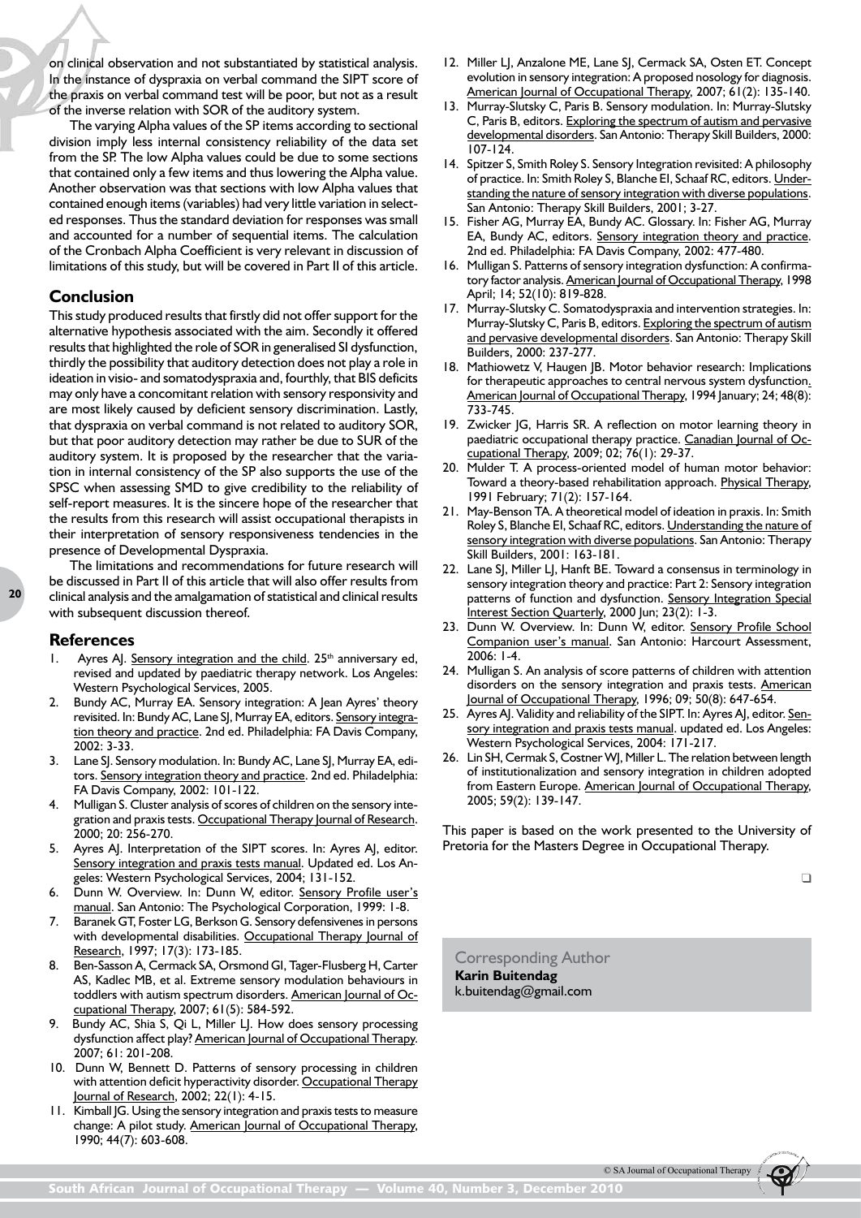on clinical observation and not substantiated by statistical analysis. In the instance of dyspraxia on verbal command the SIPT score of the praxis on verbal command test will be poor, but not as a result of the inverse relation with SOR of the auditory system.

The varying Alpha values of the SP items according to sectional division imply less internal consistency reliability of the data set from the SP. The low Alpha values could be due to some sections that contained only a few items and thus lowering the Alpha value. Another observation was that sections with low Alpha values that contained enough items (variables) had very little variation in selected responses. Thus the standard deviation for responses was small and accounted for a number of sequential items. The calculation of the Cronbach Alpha Coefficient is very relevant in discussion of limitations of this study, but will be covered in Part II of this article.

## Conclusion

This study produced results that firstly did not offer support for the alternative hypothesis associated with the aim. Secondly it offered results that highlighted the role of SOR in generalised SI dysfunction, thirdly the possibility that auditory detection does not play a role in ideation in visio- and somatodyspraxia and, fourthly, that BIS deficits may only have a concomitant relation with sensory responsivity and are most likely caused by deficient sensory discrimination. Lastly, that dyspraxia on verbal command is not related to auditory SOR, but that poor auditory detection may rather be due to SUR of the auditory system. It is proposed by the researcher that the variation in internal consistency of the SP also supports the use of the SPSC when assessing SMD to give credibility to the reliability of self-report measures. It is the sincere hope of the researcher that the results from this research will assist occupational therapists in their interpretation of sensory responsiveness tendencies in the presence of Developmental Dyspraxia.

The limitations and recommendations for future research will be discussed in Part II of this article that will also offer results from clinical analysis and the amalgamation of statistical and clinical results with subsequent discussion thereof.

## References

1. Ayres AJ. Sensory integration and the child. 25th anniversary ed, revised and updated by paediatric therapy network. Los Angeles: Western Psychological Services, 2005.
2. Bundy AC, Murray EA. Sensory integration: A Jean Ayres' theory revisited. In: Bundy AC, Lane SJ, Murray EA, editors. Sensory integration theory and practice. 2nd ed. Philadelphia: FA Davis Company, 2002: 3-33.
3. Lane SJ. Sensory modulation. In: Bundy AC, Lane SJ, Murray EA, editors. Sensory integration theory and practice. 2nd ed. Philadelphia: FA Davis Company, 2002: 101-122.
4. Mulligan S. Cluster analysis of scores of children on the sensory integration and praxis tests. Occupational Therapy Journal of Research. 2000; 20: 256-270.
5. Ayres AJ. Interpretation of the SIPT scores. In: Ayres AJ, editor. Sensory integration and praxis tests manual. Updated ed. Los Angeles: Western Psychological Services, 2004; 131-152.
6. Dunn W. Overview. In: Dunn W, editor. Sensory Profile user's manual. San Antonio: The Psychological Corporation, 1999: 1-8.
7. Baranek GT, Foster LG, Berkson G. Sensory defensivenes in persons with developmental disabilities. Occupational Therapy Journal of Research, 1997; 17(3): 173-185.
8. Ben-Sasson A, Cermack SA, Orsmond GI, Tager-Flusberg H, Carter AS, Kadlec MB, et al. Extreme sensory modulation behaviours in toddlers with autism spectrum disorders. American Journal of Occupational Therapy, 2007; 61(5): 584-592.
9. Bundy AC, Shia S, Qi L, Miller LJ. How does sensory processing dysfunction affect play? American Journal of Occupational Therapy. 2007; 61: 201-208.
10. Dunn W, Bennett D. Patterns of sensory processing in children with attention deficit hyperactivity disorder. Occupational Therapy Journal of Research, 2002; 22(1): 4-15.
11. Kimball JG. Using the sensory integration and praxis tests to measure change: A pilot study. American Journal of Occupational Therapy, 1990; 44(7): 603-608.
12. Miller LJ, Anzalone ME, Lane SJ, Cermack SA, Osten ET. Concept evolution in sensory integration: A proposed nosology for diagnosis. American Journal of Occupational Therapy, 2007; 61(2): 135-140.
13. Murray-Slutsky C, Paris B. Sensory modulation. In: Murray-Slutsky C, Paris B, editors. Exploring the spectrum of autism and pervasive developmental disorders. San Antonio: Therapy Skill Builders, 2000: 107-124.
14. Spitzer S, Smith Roley S. Sensory Integration revisited: A philosophy of practice. In: Smith Roley S, Blanche EI, Schaaf RC, editors. Understanding the nature of sensory integration with diverse populations. San Antonio: Therapy Skill Builders, 2001; 3-27.
15. Fisher AG, Murray EA, Bundy AC. Glossary. In: Fisher AG, Murray EA, Bundy AC, editors. Sensory integration theory and practice. 2nd ed. Philadelphia: FA Davis Company, 2002: 477-480.
16. Mulligan S. Patterns of sensory integration dysfunction: A confirmatory factor analysis. American Journal of Occupational Therapy, 1998 April; 14; 52(10): 819-828.
17. Murray-Slutsky C. Somatodyspraxia and intervention strategies. In: Murray-Slutsky C, Paris B, editors. Exploring the spectrum of autism and pervasive developmental disorders. San Antonio: Therapy Skill Builders, 2000: 237-277.
18. Mathiowetz V, Haugen JB. Motor behavior research: Implications for therapeutic approaches to central nervous system dysfunction. American Journal of Occupational Therapy, 1994 January; 24; 48(8): 733-745.
19. Zwicker JG, Harris SR. A reflection on motor learning theory in paediatric occupational therapy practice. Canadian Journal of Occupational Therapy, 2009; 02; 76(1): 29-37.
20. Mulder T. A process-oriented model of human motor behavior: Toward a theory-based rehabilitation approach. Physical Therapy, 1991 February; 71(2): 157-164.
21. May-Benson TA. A theoretical model of ideation in praxis. In: Smith Roley S, Blanche EI, Schaaf RC, editors. Understanding the nature of sensory integration with diverse populations. San Antonio: Therapy Skill Builders, 2001: 163-181.
22. Lane SJ, Miller LJ, Hanft BE. Toward a consensus in terminology in sensory integration theory and practice: Part 2: Sensory integration patterns of function and dysfunction. Sensory Integration Special Interest Section Quarterly, 2000 Jun; 23(2): 1-3.
23. Dunn W. Overview. In: Dunn W, editor. Sensory Profile School Companion user's manual. San Antonio: Harcourt Assessment, 2006: 1-4.
24. Mulligan S. An analysis of score patterns of children with attention disorders on the sensory integration and praxis tests. American Journal of Occupational Therapy, 1996; 09; 50(8): 647-654.
25. Ayres AJ. Validity and reliability of the SIPT. In: Ayres AJ, editor. Sensory integration and praxis tests manual. updated ed. Los Angeles: Western Psychological Services, 2004: 171-217.
26. Lin SH, Cermak S, Costner WJ, Miller L. The relation between length of institutionalization and sensory integration in children adopted from Eastern Europe. American Journal of Occupational Therapy, 2005; 59(2): 139-147.

This paper is based on the work presented to the University of Pretoria for the Masters Degree in Occupational Therapy.

Corresponding Author
**Karin Buitendag**
k.buitendag@gmail.com